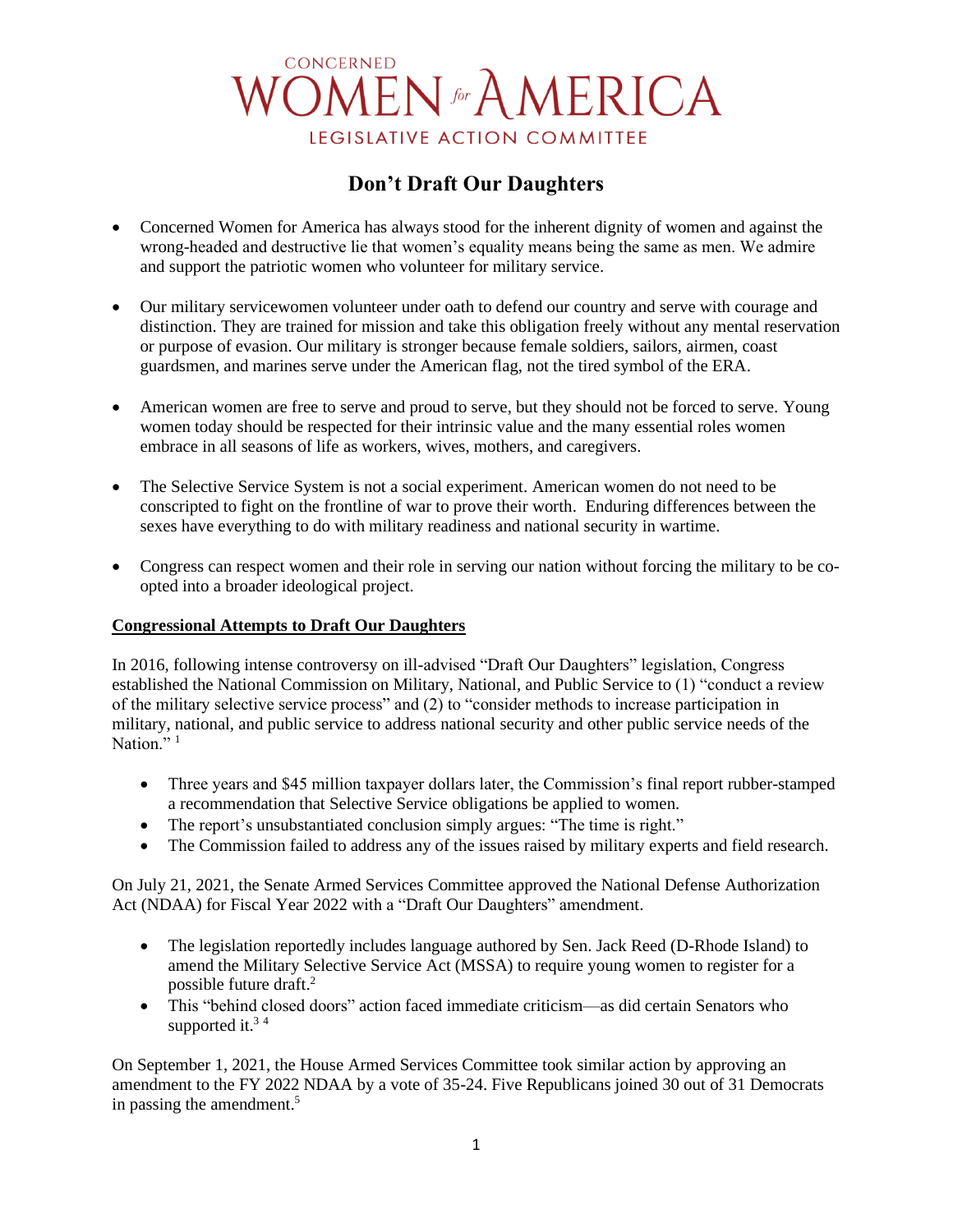CONCERNED

WOMEN *for* AMERICA

LEGISLATIVE ACTION COMMITTEE

# Don't Draft Our Daughters

- Concerned Women for America has always stood for the inherent dignity of women and against the wrong-headed and destructive lie that women's equality means being the same as men. We admire and support the patriotic women who volunteer for military service.

- Our military servicewomen volunteer under oath to defend our country and serve with courage and distinction. They are trained for mission and take this obligation freely without any mental reservation or purpose of evasion. Our military is stronger because female soldiers, sailors, airmen, coast guardsmen, and marines serve under the American flag, not the tired symbol of the ERA.

- American women are free to serve and proud to serve, but they should not be forced to serve. Young women today should be respected for their intrinsic value and the many essential roles women embrace in all seasons of life as workers, wives, mothers, and caregivers.

- The Selective Service System is not a social experiment. American women do not need to be conscripted to fight on the frontline of war to prove their worth. Enduring differences between the sexes have everything to do with military readiness and national security in wartime.

- Congress can respect women and their role in serving our nation without forcing the military to be co-opted into a broader ideological project.

**Congressional Attempts to Draft Our Daughters**

In 2016, following intense controversy on ill-advised "Draft Our Daughters" legislation, Congress established the National Commission on Military, National, and Public Service to (1) "conduct a review of the military selective service process" and (2) to "consider methods to increase participation in military, national, and public service to address national security and other public service needs of the Nation." [1]

- Three years and $45 million taxpayer dollars later, the Commission's final report rubber-stamped a recommendation that Selective Service obligations be applied to women.
- The report's unsubstantiated conclusion simply argues: "The time is right."
- The Commission failed to address any of the issues raised by military experts and field research.

On July 21, 2021, the Senate Armed Services Committee approved the National Defense Authorization Act (NDAA) for Fiscal Year 2022 with a "Draft Our Daughters" amendment.

- The legislation reportedly includes language authored by Sen. Jack Reed (D-Rhode Island) to amend the Military Selective Service Act (MSSA) to require young women to register for a possible future draft.[2]
- This "behind closed doors" action faced immediate criticism—as did certain Senators who supported it.[3] [4]

On September 1, 2021, the House Armed Services Committee took similar action by approving an amendment to the FY 2022 NDAA by a vote of 35-24. Five Republicans joined 30 out of 31 Democrats in passing the amendment.[5]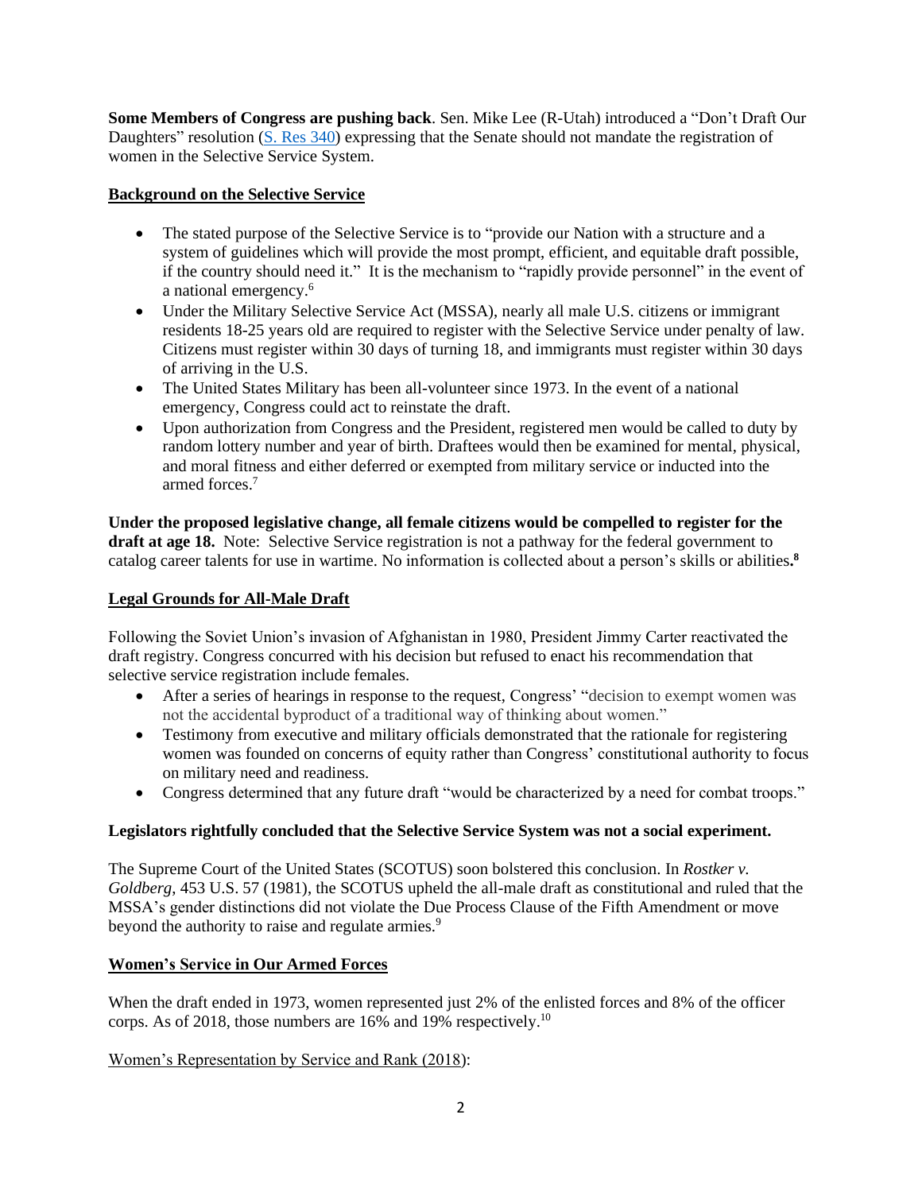**Some Members of Congress are pushing back**. Sen. Mike Lee (R-Utah) introduced a "Don't Draft Our Daughters" resolution (S. Res 340) expressing that the Senate should not mandate the registration of women in the Selective Service System.

## Background on the Selective Service

- The stated purpose of the Selective Service is to "provide our Nation with a structure and a system of guidelines which will provide the most prompt, efficient, and equitable draft possible, if the country should need it." It is the mechanism to "rapidly provide personnel" in the event of a national emergency.[6]
- Under the Military Selective Service Act (MSSA), nearly all male U.S. citizens or immigrant residents 18-25 years old are required to register with the Selective Service under penalty of law. Citizens must register within 30 days of turning 18, and immigrants must register within 30 days of arriving in the U.S.
- The United States Military has been all-volunteer since 1973. In the event of a national emergency, Congress could act to reinstate the draft.
- Upon authorization from Congress and the President, registered men would be called to duty by random lottery number and year of birth. Draftees would then be examined for mental, physical, and moral fitness and either deferred or exempted from military service or inducted into the armed forces.[7]

**Under the proposed legislative change, all female citizens would be compelled to register for the draft at age 18.** Note: Selective Service registration is not a pathway for the federal government to catalog career talents for use in wartime. No information is collected about a person's skills or abilities.[8]

## Legal Grounds for All-Male Draft

Following the Soviet Union's invasion of Afghanistan in 1980, President Jimmy Carter reactivated the draft registry. Congress concurred with his decision but refused to enact his recommendation that selective service registration include females.

- After a series of hearings in response to the request, Congress' "decision to exempt women was not the accidental byproduct of a traditional way of thinking about women."
- Testimony from executive and military officials demonstrated that the rationale for registering women was founded on concerns of equity rather than Congress' constitutional authority to focus on military need and readiness.
- Congress determined that any future draft "would be characterized by a need for combat troops."

**Legislators rightfully concluded that the Selective Service System was not a social experiment.**

The Supreme Court of the United States (SCOTUS) soon bolstered this conclusion. In *Rostker v. Goldberg*, 453 U.S. 57 (1981), the SCOTUS upheld the all-male draft as constitutional and ruled that the MSSA's gender distinctions did not violate the Due Process Clause of the Fifth Amendment or move beyond the authority to raise and regulate armies.[9]

## Women's Service in Our Armed Forces

When the draft ended in 1973, women represented just 2% of the enlisted forces and 8% of the officer corps. As of 2018, those numbers are 16% and 19% respectively.[10]

Women's Representation by Service and Rank (2018):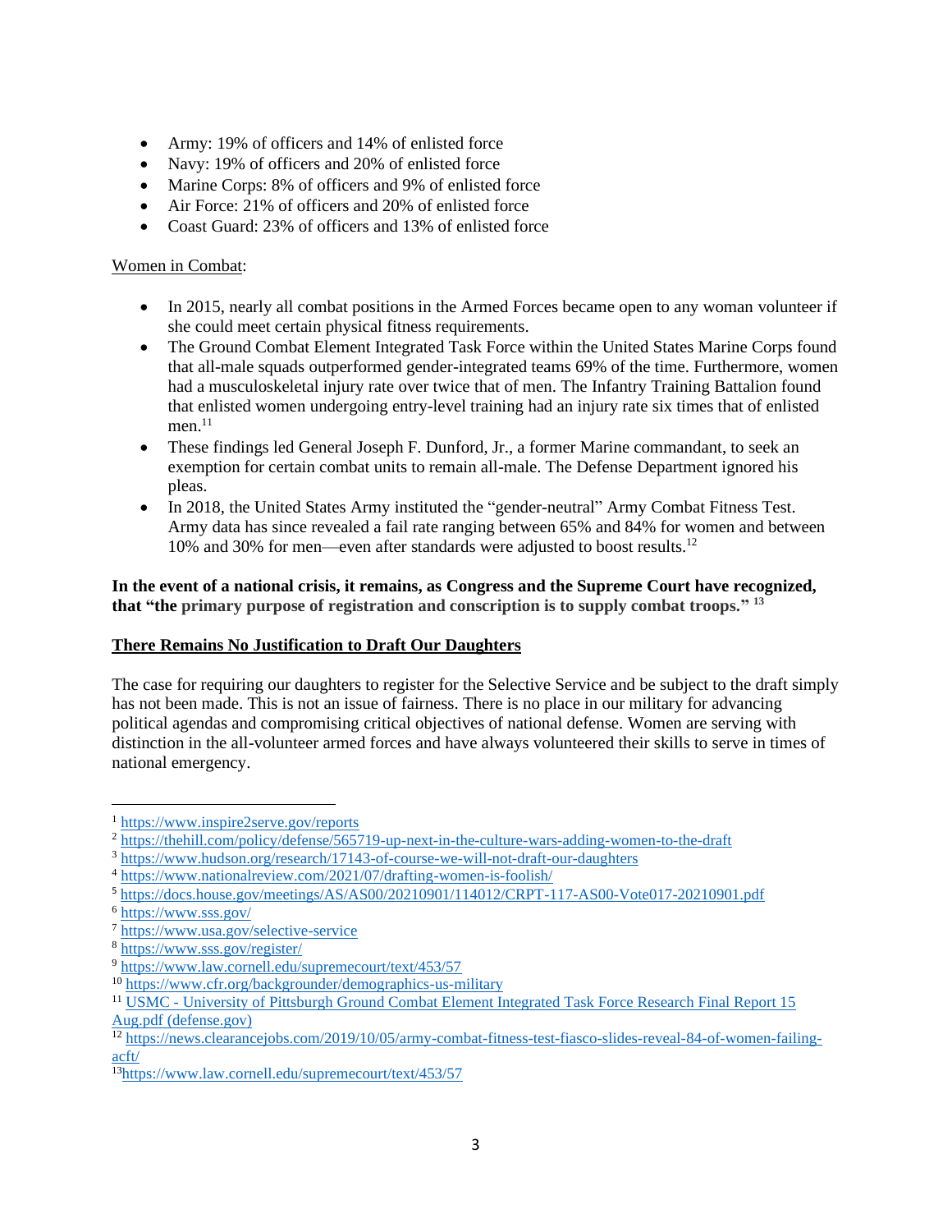- Army: 19% of officers and 14% of enlisted force
- Navy: 19% of officers and 20% of enlisted force
- Marine Corps: 8% of officers and 9% of enlisted force
- Air Force: 21% of officers and 20% of enlisted force
- Coast Guard: 23% of officers and 13% of enlisted force

Women in Combat:

- In 2015, nearly all combat positions in the Armed Forces became open to any woman volunteer if she could meet certain physical fitness requirements.
- The Ground Combat Element Integrated Task Force within the United States Marine Corps found that all-male squads outperformed gender-integrated teams 69% of the time. Furthermore, women had a musculoskeletal injury rate over twice that of men. The Infantry Training Battalion found that enlisted women undergoing entry-level training had an injury rate six times that of enlisted men.[11]
- These findings led General Joseph F. Dunford, Jr., a former Marine commandant, to seek an exemption for certain combat units to remain all-male. The Defense Department ignored his pleas.
- In 2018, the United States Army instituted the "gender-neutral" Army Combat Fitness Test. Army data has since revealed a fail rate ranging between 65% and 84% for women and between 10% and 30% for men—even after standards were adjusted to boost results.[12]

**In the event of a national crisis, it remains, as Congress and the Supreme Court have recognized, that "the primary purpose of registration and conscription is to supply combat troops."** [13]

## There Remains No Justification to Draft Our Daughters

The case for requiring our daughters to register for the Selective Service and be subject to the draft simply has not been made. This is not an issue of fairness. There is no place in our military for advancing political agendas and compromising critical objectives of national defense. Women are serving with distinction in the all-volunteer armed forces and have always volunteered their skills to serve in times of national emergency.

---

[1] https://www.inspire2serve.gov/reports
[2] https://thehill.com/policy/defense/565719-up-next-in-the-culture-wars-adding-women-to-the-draft
[3] https://www.hudson.org/research/17143-of-course-we-will-not-draft-our-daughters
[4] https://www.nationalreview.com/2021/07/drafting-women-is-foolish/
[5] https://docs.house.gov/meetings/AS/AS00/20210901/114012/CRPT-117-AS00-Vote017-20210901.pdf
[6] https://www.sss.gov/
[7] https://www.usa.gov/selective-service
[8] https://www.sss.gov/register/
[9] https://www.law.cornell.edu/supremecourt/text/453/57
[10] https://www.cfr.org/backgrounder/demographics-us-military
[11] USMC - University of Pittsburgh Ground Combat Element Integrated Task Force Research Final Report 15 Aug.pdf (defense.gov)
[12] https://news.clearancejobs.com/2019/10/05/army-combat-fitness-test-fiasco-slides-reveal-84-of-women-failing-acft/
[13] https://www.law.cornell.edu/supremecourt/text/453/57